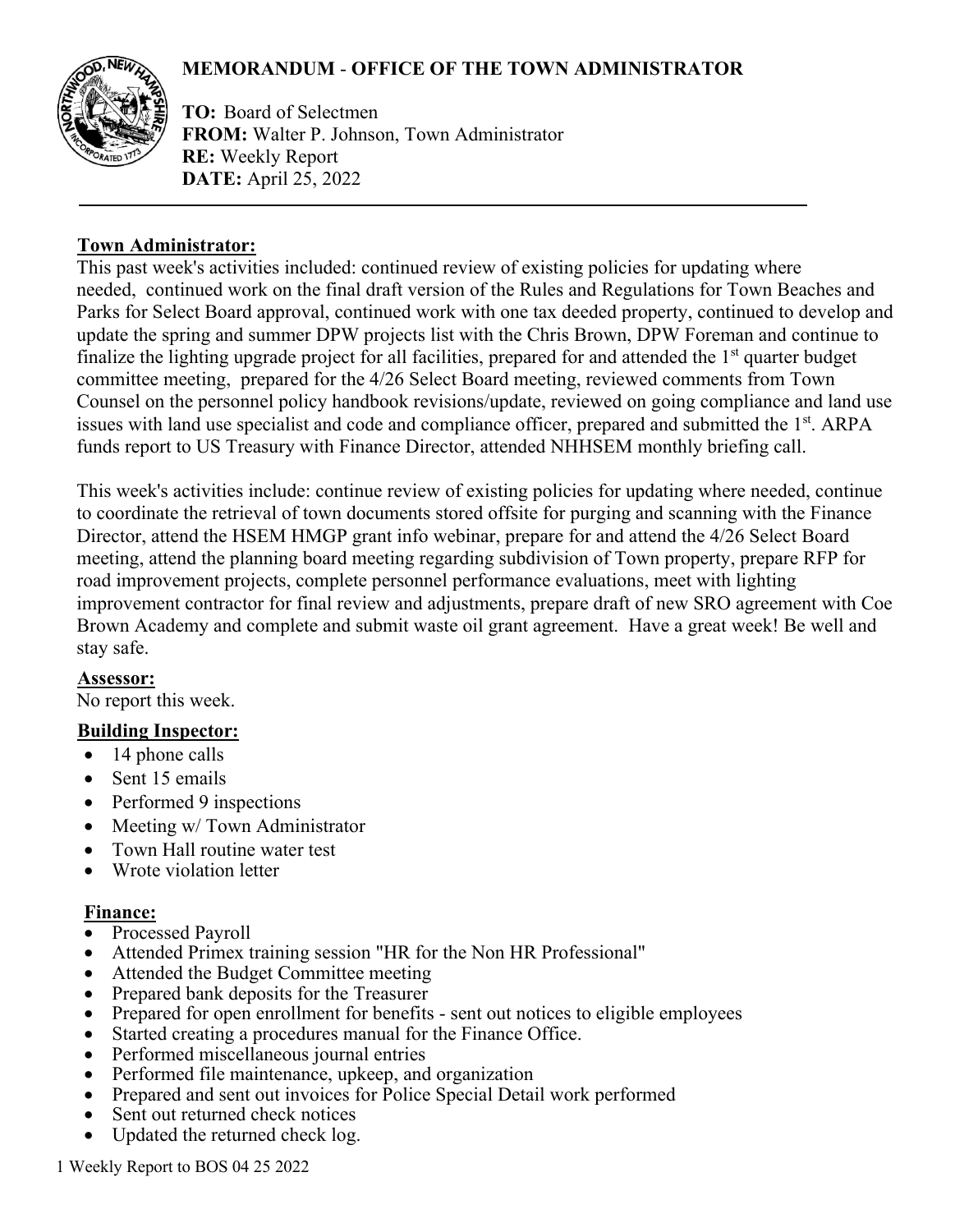# MEMORANDUM - OFFICE OF THE TOWN ADMINISTRATOR

**TO:** Board of Selectmen
**FROM:** Walter P. Johnson, Town Administrator
**RE:** Weekly Report
**DATE:** April 25, 2022

---

## Town Administrator:

This past week's activities included: continued review of existing policies for updating where needed, continued work on the final draft version of the Rules and Regulations for Town Beaches and Parks for Select Board approval, continued work with one tax deeded property, continued to develop and update the spring and summer DPW projects list with the Chris Brown, DPW Foreman and continue to finalize the lighting upgrade project for all facilities, prepared for and attended the 1st quarter budget committee meeting, prepared for the 4/26 Select Board meeting, reviewed comments from Town Counsel on the personnel policy handbook revisions/update, reviewed on going compliance and land use issues with land use specialist and code and compliance officer, prepared and submitted the 1st. ARPA funds report to US Treasury with Finance Director, attended NHHSEM monthly briefing call.

This week's activities include: continue review of existing policies for updating where needed, continue to coordinate the retrieval of town documents stored offsite for purging and scanning with the Finance Director, attend the HSEM HMGP grant info webinar, prepare for and attend the 4/26 Select Board meeting, attend the planning board meeting regarding subdivision of Town property, prepare RFP for road improvement projects, complete personnel performance evaluations, meet with lighting improvement contractor for final review and adjustments, prepare draft of new SRO agreement with Coe Brown Academy and complete and submit waste oil grant agreement. Have a great week! Be well and stay safe.

## Assessor:

No report this week.

## Building Inspector:

- 14 phone calls
- Sent 15 emails
- Performed 9 inspections
- Meeting w/ Town Administrator
- Town Hall routine water test
- Wrote violation letter

## Finance:

- Processed Payroll
- Attended Primex training session "HR for the Non HR Professional"
- Attended the Budget Committee meeting
- Prepared bank deposits for the Treasurer
- Prepared for open enrollment for benefits - sent out notices to eligible employees
- Started creating a procedures manual for the Finance Office.
- Performed miscellaneous journal entries
- Performed file maintenance, upkeep, and organization
- Prepared and sent out invoices for Police Special Detail work performed
- Sent out returned check notices
- Updated the returned check log.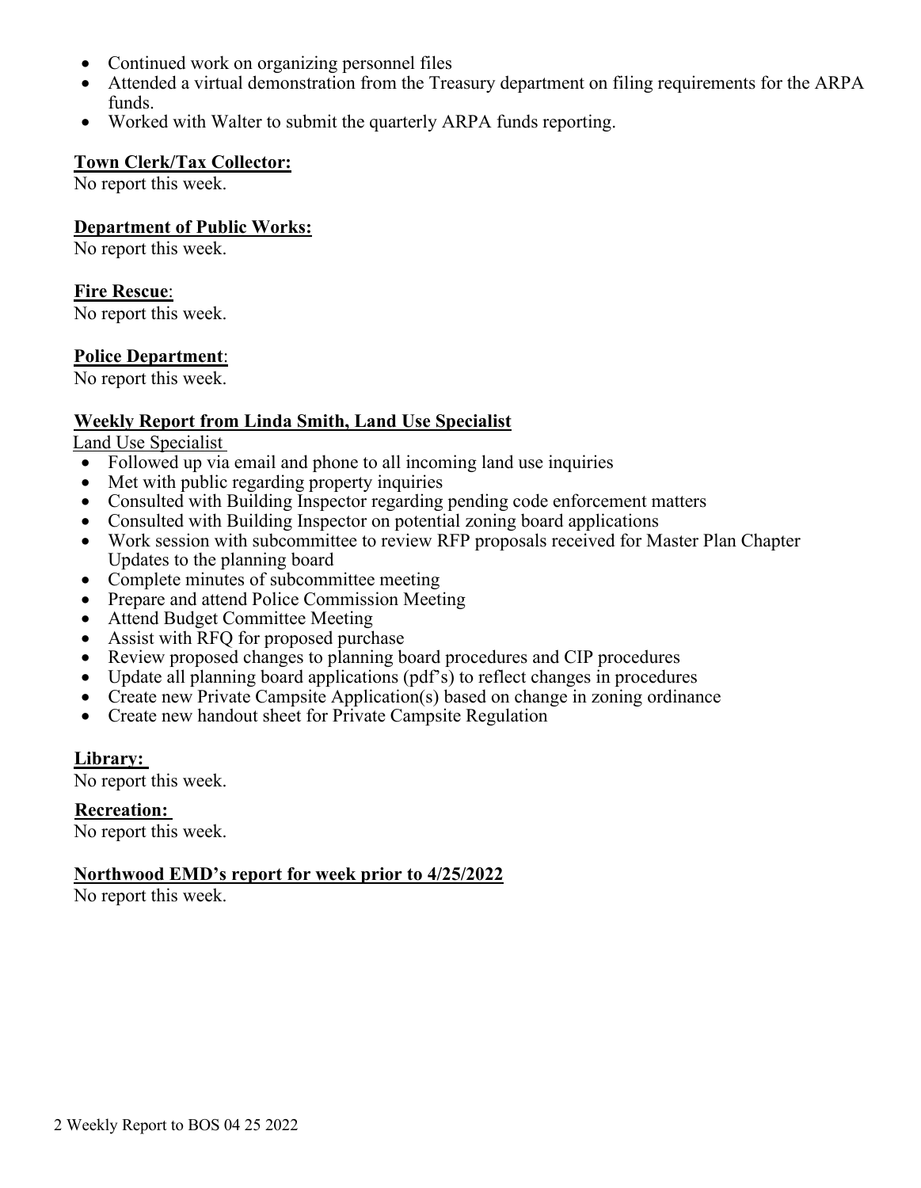- Continued work on organizing personnel files
- Attended a virtual demonstration from the Treasury department on filing requirements for the ARPA funds.
- Worked with Walter to submit the quarterly ARPA funds reporting.

**Town Clerk/Tax Collector:**

No report this week.

**Department of Public Works:**

No report this week.

**Fire Rescue**:

No report this week.

**Police Department**:

No report this week.

**Weekly Report from Linda Smith, Land Use Specialist**

Land Use Specialist

- Followed up via email and phone to all incoming land use inquiries
- Met with public regarding property inquiries
- Consulted with Building Inspector regarding pending code enforcement matters
- Consulted with Building Inspector on potential zoning board applications
- Work session with subcommittee to review RFP proposals received for Master Plan Chapter Updates to the planning board
- Complete minutes of subcommittee meeting
- Prepare and attend Police Commission Meeting
- Attend Budget Committee Meeting
- Assist with RFQ for proposed purchase
- Review proposed changes to planning board procedures and CIP procedures
- Update all planning board applications (pdf's) to reflect changes in procedures
- Create new Private Campsite Application(s) based on change in zoning ordinance
- Create new handout sheet for Private Campsite Regulation

**Library:**

No report this week.

**Recreation:**

No report this week.

**Northwood EMD's report for week prior to 4/25/2022**

No report this week.